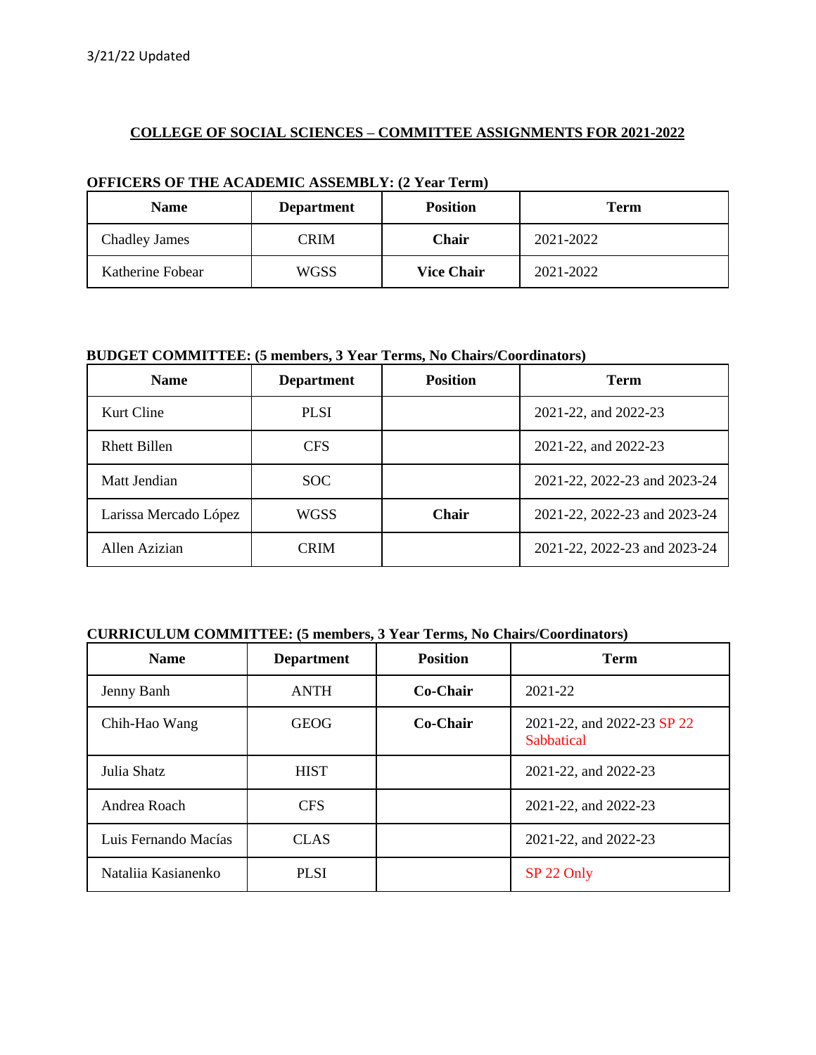3/21/22 Updated

# COLLEGE OF SOCIAL SCIENCES – COMMITTEE ASSIGNMENTS FOR 2021-2022

**OFFICERS OF THE ACADEMIC ASSEMBLY: (2 Year Term)**

| Name | Department | Position | Term |
|---|---|---|---|
| Chadley James | CRIM | **Chair** | 2021-2022 |
| Katherine Fobear | WGSS | **Vice Chair** | 2021-2022 |

**BUDGET COMMITTEE: (5 members, 3 Year Terms, No Chairs/Coordinators)**

| Name | Department | Position | Term |
|---|---|---|---|
| Kurt Cline | PLSI | | 2021-22, and 2022-23 |
| Rhett Billen | CFS | | 2021-22, and 2022-23 |
| Matt Jendian | SOC | | 2021-22, 2022-23 and 2023-24 |
| Larissa Mercado López | WGSS | **Chair** | 2021-22, 2022-23 and 2023-24 |
| Allen Azizian | CRIM | | 2021-22, 2022-23 and 2023-24 |

**CURRICULUM COMMITTEE: (5 members, 3 Year Terms, No Chairs/Coordinators)**

| Name | Department | Position | Term |
|---|---|---|---|
| Jenny Banh | ANTH | **Co-Chair** | 2021-22 |
| Chih-Hao Wang | GEOG | **Co-Chair** | 2021-22, and 2022-23 SP 22 Sabbatical |
| Julia Shatz | HIST | | 2021-22, and 2022-23 |
| Andrea Roach | CFS | | 2021-22, and 2022-23 |
| Luis Fernando Macías | CLAS | | 2021-22, and 2022-23 |
| Nataliia Kasianenko | PLSI | | SP 22 Only |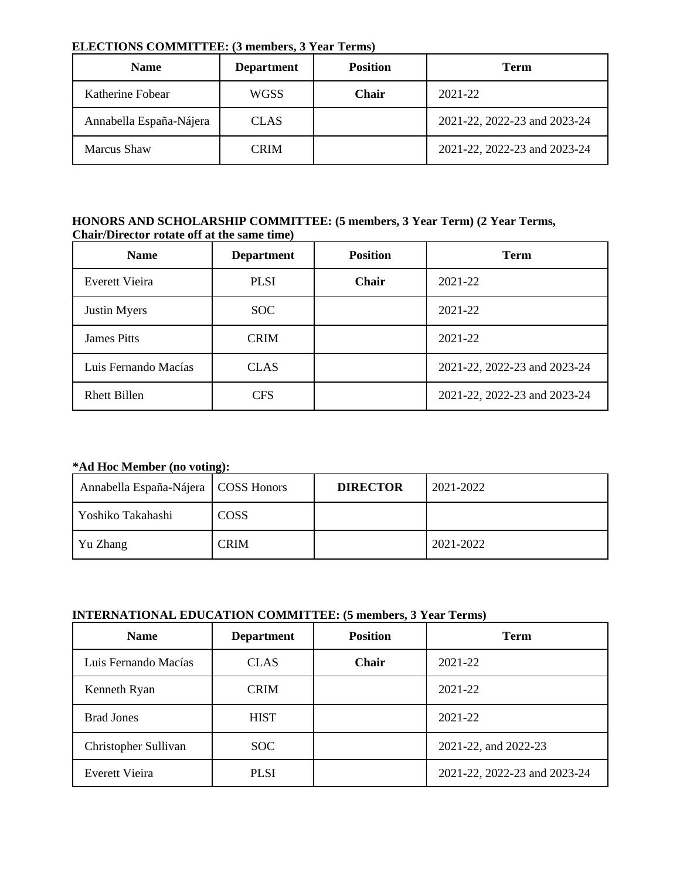**ELECTIONS COMMITTEE: (3 members, 3 Year Terms)**

| Name | Department | Position | Term |
|---|---|---|---|
| Katherine Fobear | WGSS | **Chair** | 2021-22 |
| Annabella España-Nájera | CLAS | | 2021-22, 2022-23 and 2023-24 |
| Marcus Shaw | CRIM | | 2021-22, 2022-23 and 2023-24 |

**HONORS AND SCHOLARSHIP COMMITTEE: (5 members, 3 Year Term) (2 Year Terms, Chair/Director rotate off at the same time)**

| Name | Department | Position | Term |
|---|---|---|---|
| Everett Vieira | PLSI | **Chair** | 2021-22 |
| Justin Myers | SOC | | 2021-22 |
| James Pitts | CRIM | | 2021-22 |
| Luis Fernando Macías | CLAS | | 2021-22, 2022-23 and 2023-24 |
| Rhett Billen | CFS | | 2021-22, 2022-23 and 2023-24 |

**\*Ad Hoc Member (no voting):**

| | | | |
|---|---|---|---|
| Annabella España-Nájera | COSS Honors | **DIRECTOR** | 2021-2022 |
| Yoshiko Takahashi | COSS | | |
| Yu Zhang | CRIM | | 2021-2022 |

**INTERNATIONAL EDUCATION COMMITTEE: (5 members, 3 Year Terms)**

| Name | Department | Position | Term |
|---|---|---|---|
| Luis Fernando Macías | CLAS | **Chair** | 2021-22 |
| Kenneth Ryan | CRIM | | 2021-22 |
| Brad Jones | HIST | | 2021-22 |
| Christopher Sullivan | SOC | | 2021-22, and 2022-23 |
| Everett Vieira | PLSI | | 2021-22, 2022-23 and 2023-24 |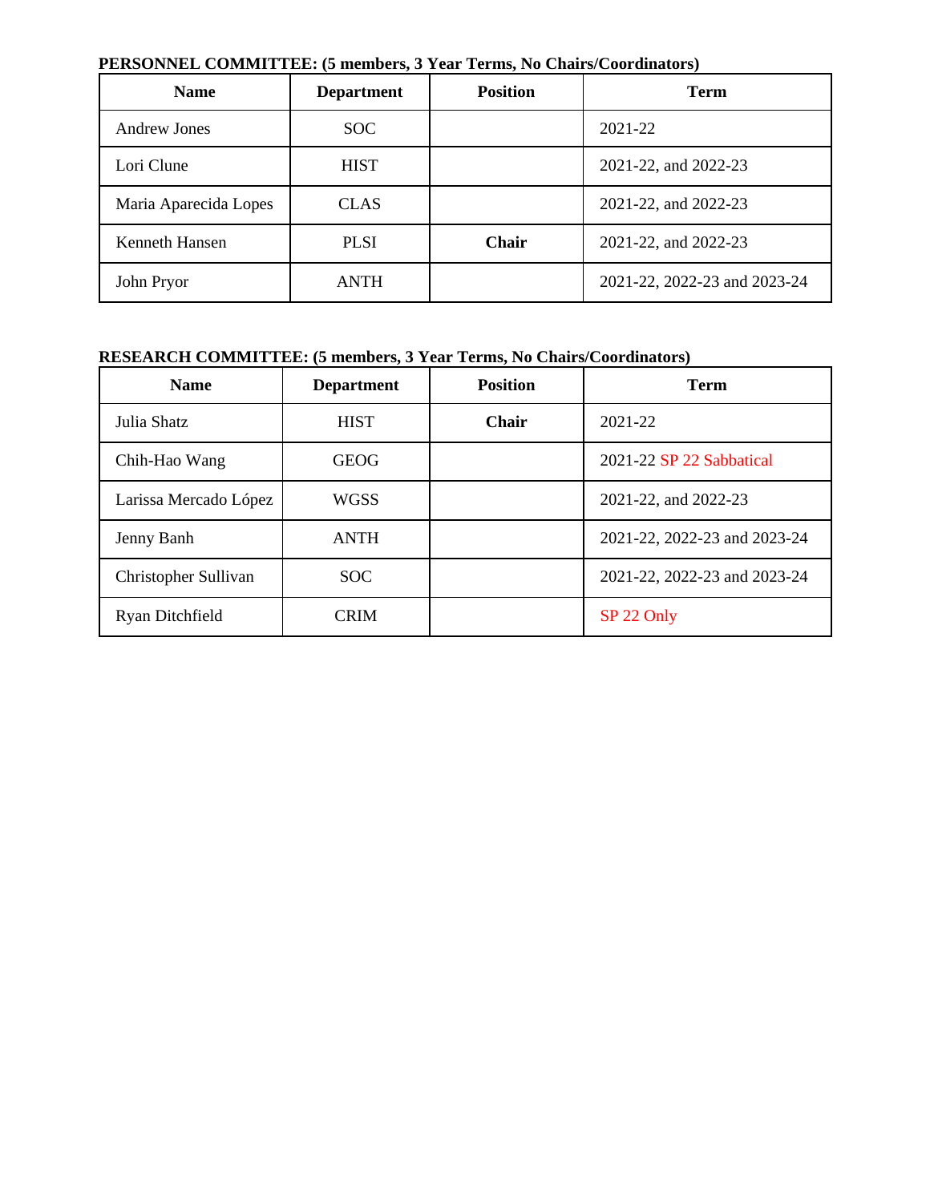**PERSONNEL COMMITTEE: (5 members, 3 Year Terms, No Chairs/Coordinators)**

| Name | Department | Position | Term |
|---|---|---|---|
| Andrew Jones | SOC | | 2021-22 |
| Lori Clune | HIST | | 2021-22, and 2022-23 |
| Maria Aparecida Lopes | CLAS | | 2021-22, and 2022-23 |
| Kenneth Hansen | PLSI | **Chair** | 2021-22, and 2022-23 |
| John Pryor | ANTH | | 2021-22, 2022-23 and 2023-24 |

**RESEARCH COMMITTEE: (5 members, 3 Year Terms, No Chairs/Coordinators)**

| Name | Department | Position | Term |
|---|---|---|---|
| Julia Shatz | HIST | **Chair** | 2021-22 |
| Chih-Hao Wang | GEOG | | 2021-22 SP 22 Sabbatical |
| Larissa Mercado López | WGSS | | 2021-22, and 2022-23 |
| Jenny Banh | ANTH | | 2021-22, 2022-23 and 2023-24 |
| Christopher Sullivan | SOC | | 2021-22, 2022-23 and 2023-24 |
| Ryan Ditchfield | CRIM | | SP 22 Only |